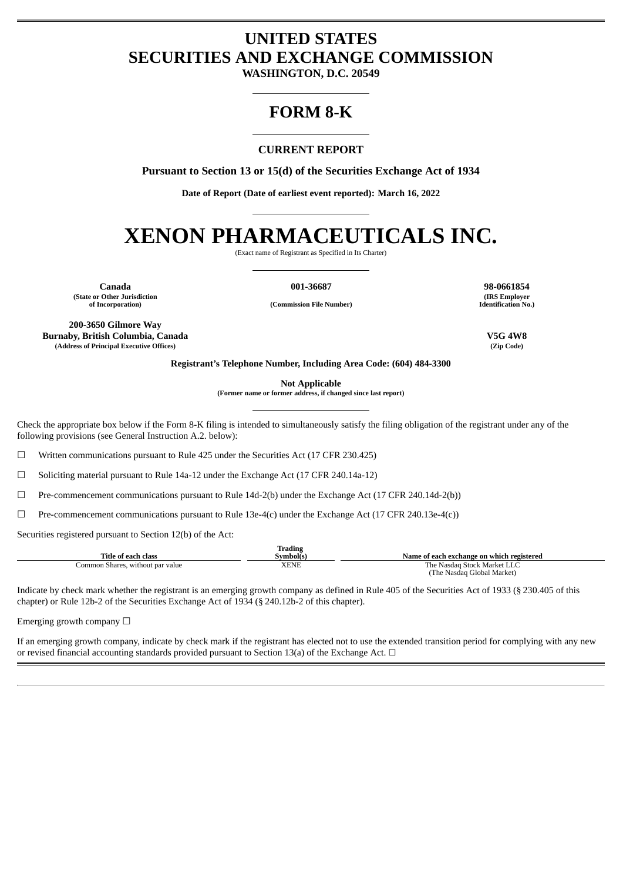# UNITED STATES
# SECURITIES AND EXCHANGE COMMISSION

**WASHINGTON, D.C. 20549**

## FORM 8-K

### CURRENT REPORT

**Pursuant to Section 13 or 15(d) of the Securities Exchange Act of 1934**

**Date of Report (Date of earliest event reported): March 16, 2022**

# XENON PHARMACEUTICALS INC.

(Exact name of Registrant as Specified in Its Charter)

| Canada | 001-36687 | 98-0661854 |
|---|---|---|
| (State or Other Jurisdiction of Incorporation) | (Commission File Number) | (IRS Employer Identification No.) |

| 200-3650 Gilmore Way Burnaby, British Columbia, Canada | V5G 4W8 |
|---|---|
| (Address of Principal Executive Offices) | (Zip Code) |

**Registrant's Telephone Number, Including Area Code: (604) 484-3300**

**Not Applicable**
**(Former name or former address, if changed since last report)**

Check the appropriate box below if the Form 8-K filing is intended to simultaneously satisfy the filing obligation of the registrant under any of the following provisions (see General Instruction A.2. below):

☐ Written communications pursuant to Rule 425 under the Securities Act (17 CFR 230.425)

☐ Soliciting material pursuant to Rule 14a-12 under the Exchange Act (17 CFR 240.14a-12)

☐ Pre-commencement communications pursuant to Rule 14d-2(b) under the Exchange Act (17 CFR 240.14d-2(b))

☐ Pre-commencement communications pursuant to Rule 13e-4(c) under the Exchange Act (17 CFR 240.13e-4(c))

Securities registered pursuant to Section 12(b) of the Act:

| Title of each class | Trading Symbol(s) | Name of each exchange on which registered |
|---|---|---|
| Common Shares, without par value | XENE | The Nasdaq Stock Market LLC (The Nasdaq Global Market) |

Indicate by check mark whether the registrant is an emerging growth company as defined in Rule 405 of the Securities Act of 1933 (§ 230.405 of this chapter) or Rule 12b-2 of the Securities Exchange Act of 1934 (§ 240.12b-2 of this chapter).

Emerging growth company ☐

If an emerging growth company, indicate by check mark if the registrant has elected not to use the extended transition period for complying with any new or revised financial accounting standards provided pursuant to Section 13(a) of the Exchange Act. ☐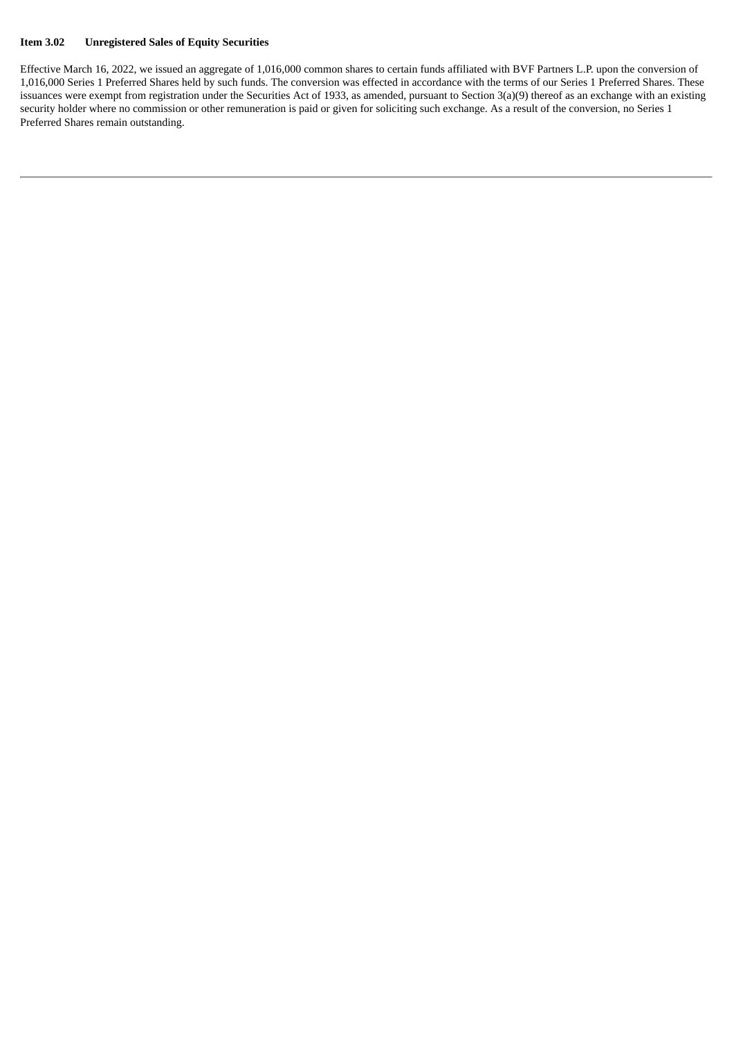**Item 3.02 Unregistered Sales of Equity Securities**

Effective March 16, 2022, we issued an aggregate of 1,016,000 common shares to certain funds affiliated with BVF Partners L.P. upon the conversion of 1,016,000 Series 1 Preferred Shares held by such funds. The conversion was effected in accordance with the terms of our Series 1 Preferred Shares. These issuances were exempt from registration under the Securities Act of 1933, as amended, pursuant to Section 3(a)(9) thereof as an exchange with an existing security holder where no commission or other remuneration is paid or given for soliciting such exchange. As a result of the conversion, no Series 1 Preferred Shares remain outstanding.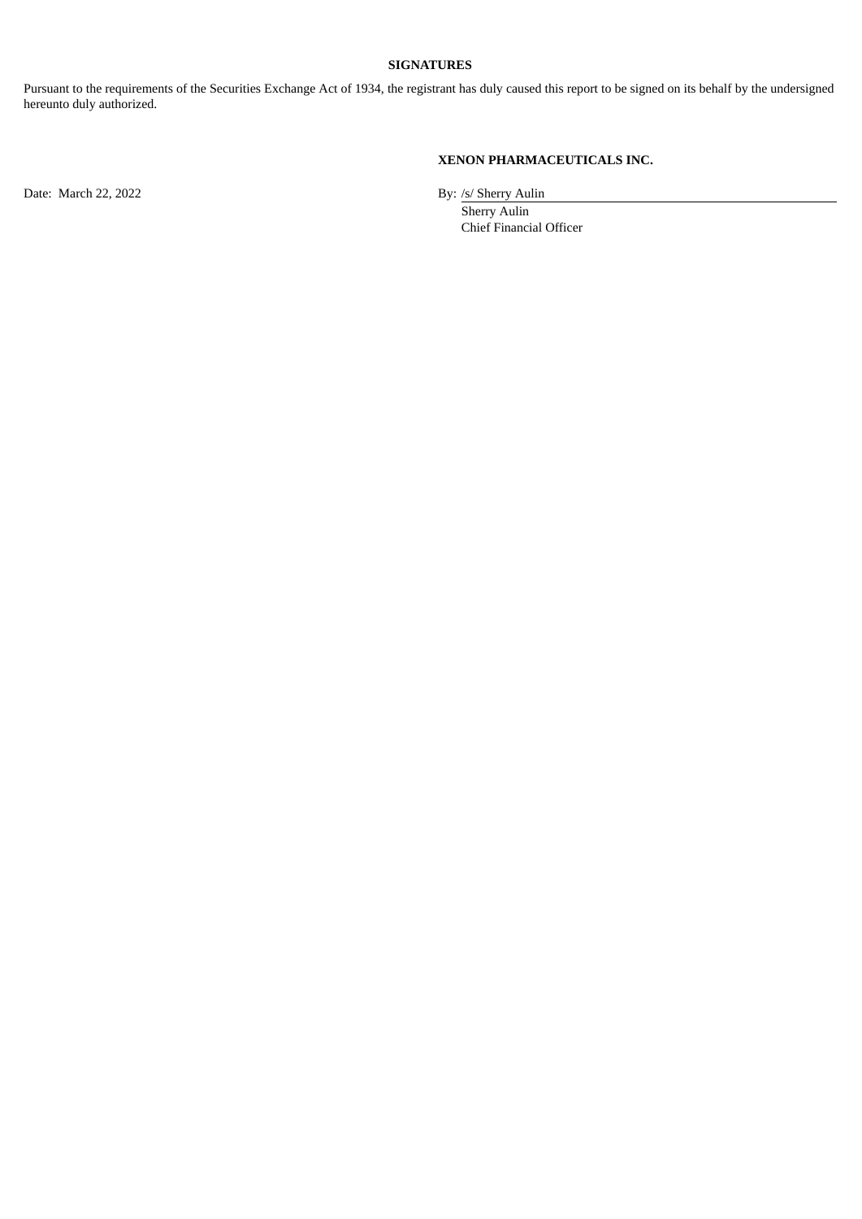**SIGNATURES**

Pursuant to the requirements of the Securities Exchange Act of 1934, the registrant has duly caused this report to be signed on its behalf by the undersigned hereunto duly authorized.

**XENON PHARMACEUTICALS INC.**

Date: March 22, 2022

By: /s/ Sherry Aulin
Sherry Aulin
Chief Financial Officer